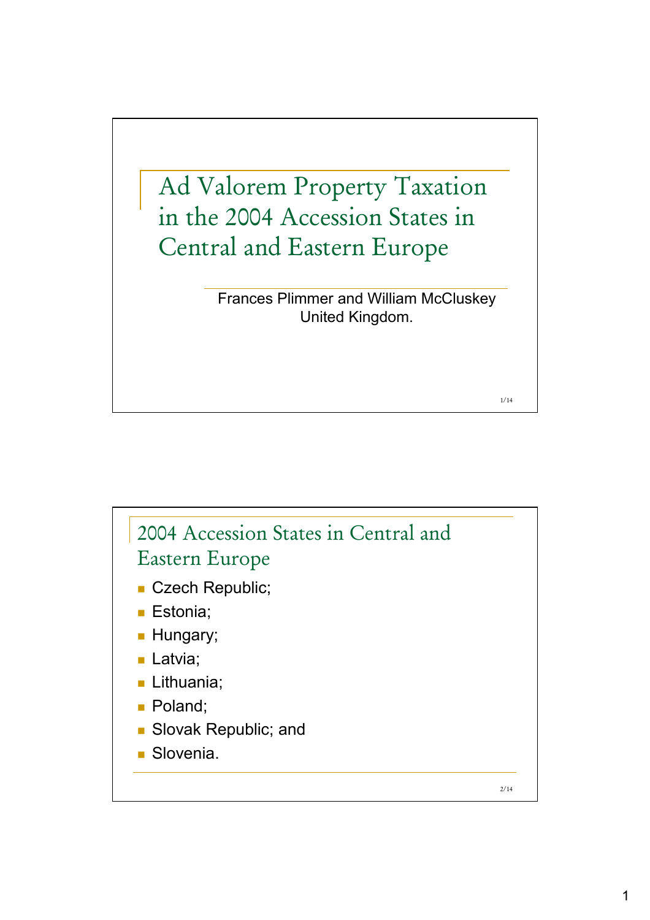# Ad Valorem Property Taxation in the 2004 Accession States in Central and Eastern Europe

Frances Plimmer and William McCluskey
United Kingdom.

## 2004 Accession States in Central and Eastern Europe

- Czech Republic;
- Estonia;
- Hungary;
- Latvia;
- Lithuania;
- Poland;
- Slovak Republic; and
- Slovenia.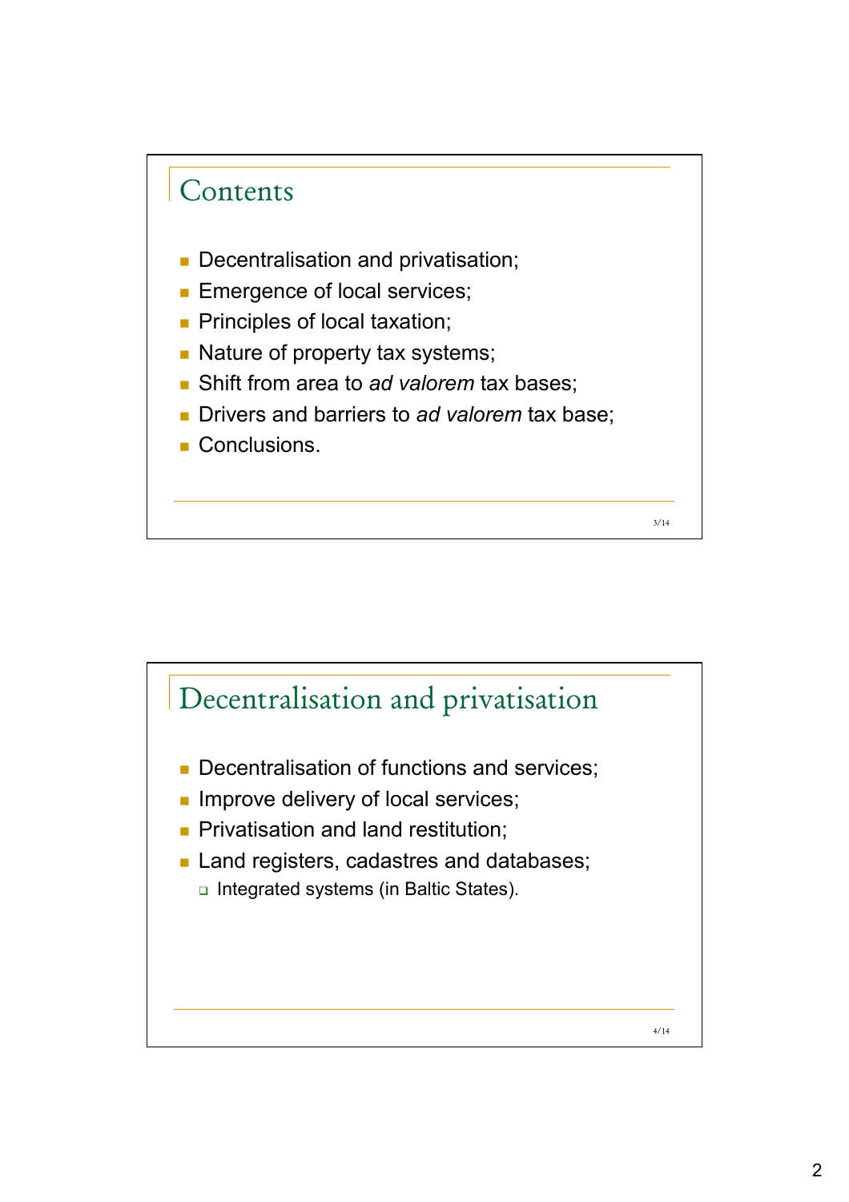## Contents

- Decentralisation and privatisation;
- Emergence of local services;
- Principles of local taxation;
- Nature of property tax systems;
- Shift from area to *ad valorem* tax bases;
- Drivers and barriers to *ad valorem* tax base;
- Conclusions.

## Decentralisation and privatisation

- Decentralisation of functions and services;
- Improve delivery of local services;
- Privatisation and land restitution;
- Land registers, cadastres and databases;
  - Integrated systems (in Baltic States).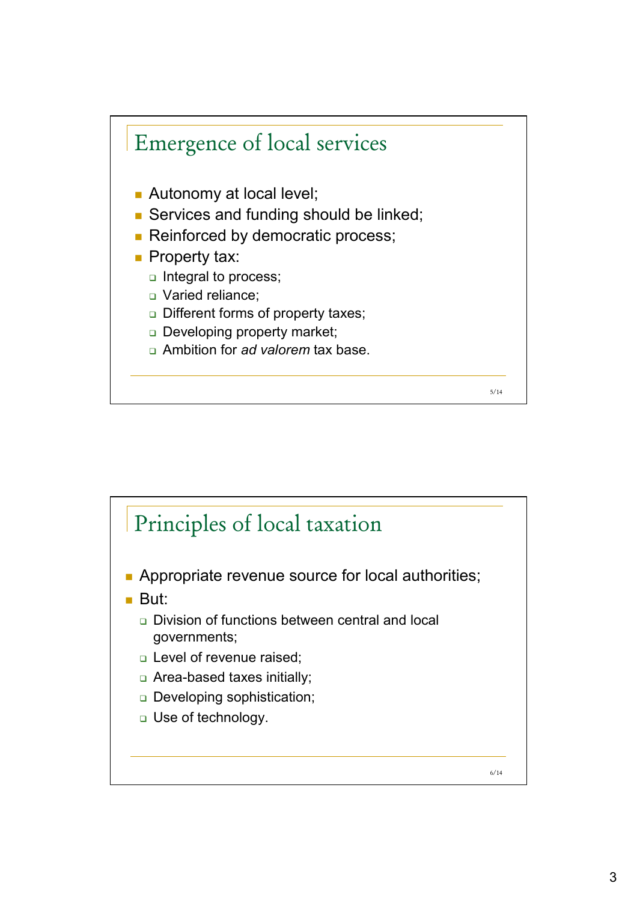## Emergence of local services

- Autonomy at local level;
- Services and funding should be linked;
- Reinforced by democratic process;
- Property tax:
  - Integral to process;
  - Varied reliance;
  - Different forms of property taxes;
  - Developing property market;
  - Ambition for *ad valorem* tax base.

## Principles of local taxation

- Appropriate revenue source for local authorities;
- But:
  - Division of functions between central and local governments;
  - Level of revenue raised;
  - Area-based taxes initially;
  - Developing sophistication;
  - Use of technology.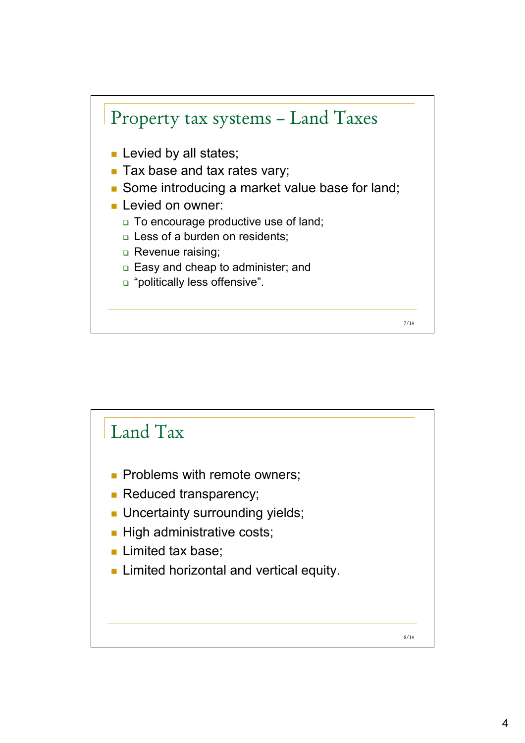## Property tax systems – Land Taxes

- Levied by all states;
- Tax base and tax rates vary;
- Some introducing a market value base for land;
- Levied on owner:
  - To encourage productive use of land;
  - Less of a burden on residents;
  - Revenue raising;
  - Easy and cheap to administer; and
  - “politically less offensive”.

## Land Tax

- Problems with remote owners;
- Reduced transparency;
- Uncertainty surrounding yields;
- High administrative costs;
- Limited tax base;
- Limited horizontal and vertical equity.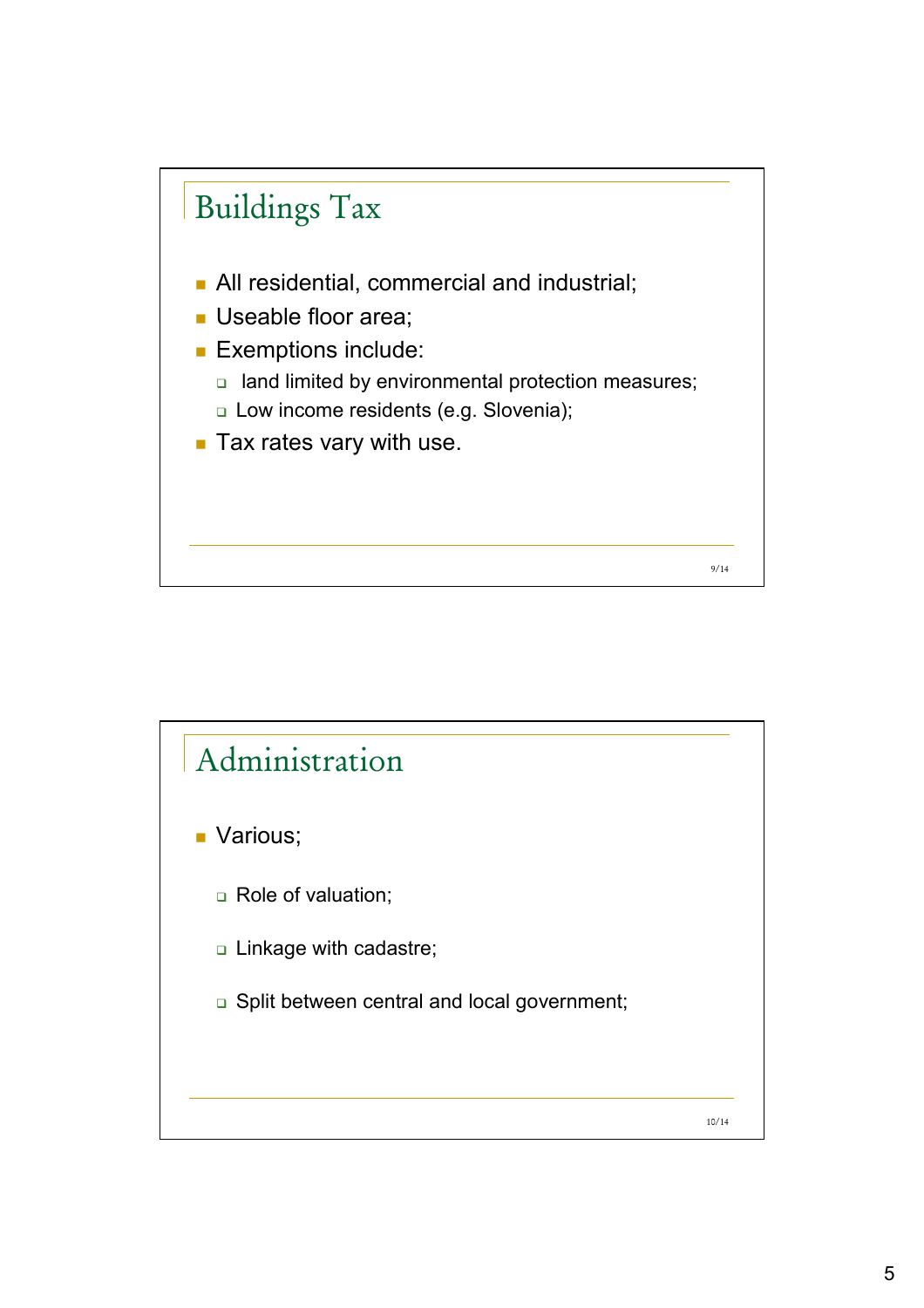## Buildings Tax

- All residential, commercial and industrial;
- Useable floor area;
- Exemptions include:
  - land limited by environmental protection measures;
  - Low income residents (e.g. Slovenia);
- Tax rates vary with use.

## Administration

- Various;
  - Role of valuation;
  - Linkage with cadastre;
  - Split between central and local government;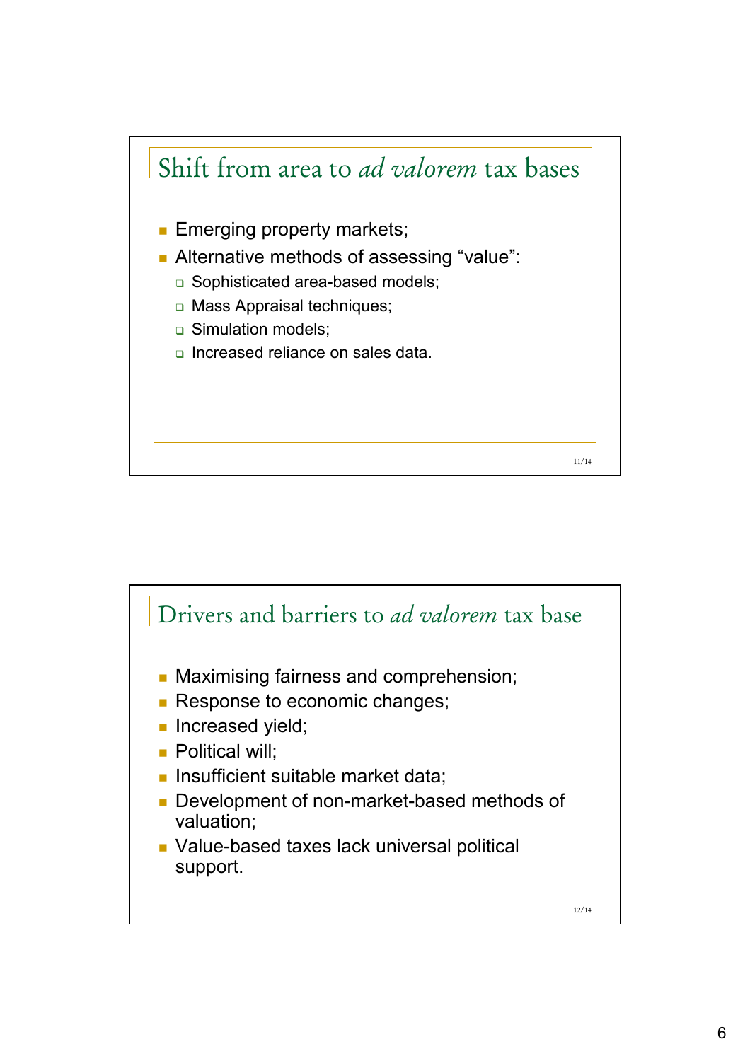## Shift from area to *ad valorem* tax bases

- Emerging property markets;
- Alternative methods of assessing "value":
  - Sophisticated area-based models;
  - Mass Appraisal techniques;
  - Simulation models;
  - Increased reliance on sales data.

## Drivers and barriers to *ad valorem* tax base

- Maximising fairness and comprehension;
- Response to economic changes;
- Increased yield;
- Political will;
- Insufficient suitable market data;
- Development of non-market-based methods of valuation;
- Value-based taxes lack universal political support.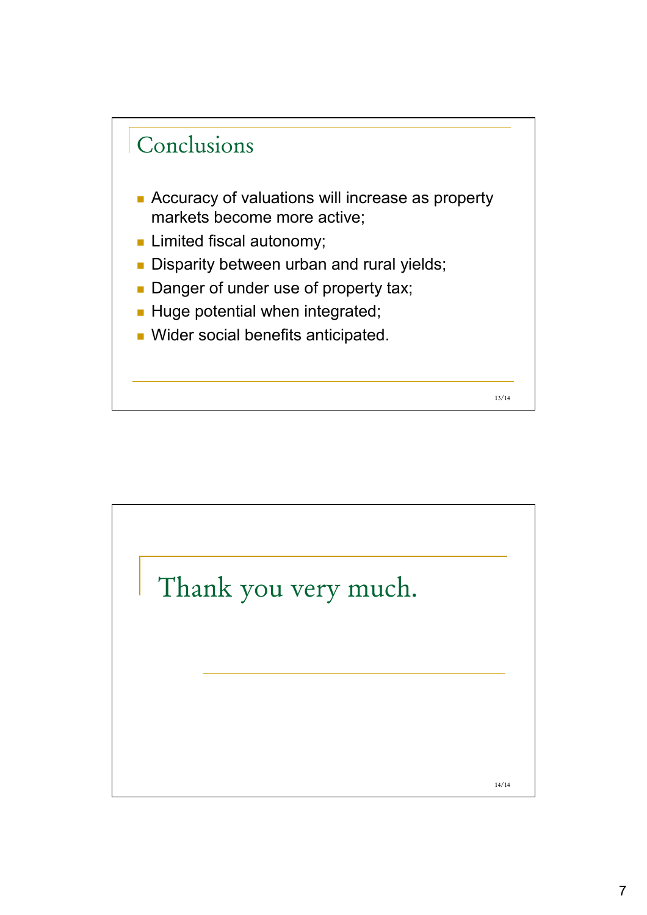## Conclusions

- Accuracy of valuations will increase as property markets become more active;
- Limited fiscal autonomy;
- Disparity between urban and rural yields;
- Danger of under use of property tax;
- Huge potential when integrated;
- Wider social benefits anticipated.

## Thank you very much.